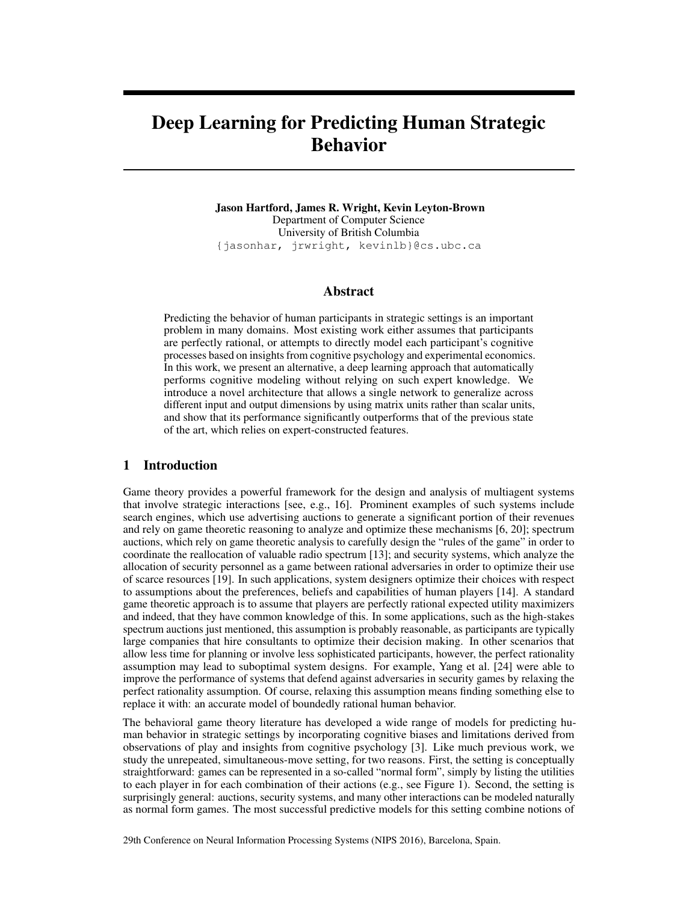# Deep Learning for Predicting Human Strategic Behavior

**Jason Hartford, James R. Wright, Kevin Leyton-Brown**
Department of Computer Science
University of British Columbia
{jasonhar, jrwright, kevinlb}@cs.ubc.ca

## Abstract

Predicting the behavior of human participants in strategic settings is an important problem in many domains. Most existing work either assumes that participants are perfectly rational, or attempts to directly model each participant's cognitive processes based on insights from cognitive psychology and experimental economics. In this work, we present an alternative, a deep learning approach that automatically performs cognitive modeling without relying on such expert knowledge. We introduce a novel architecture that allows a single network to generalize across different input and output dimensions by using matrix units rather than scalar units, and show that its performance significantly outperforms that of the previous state of the art, which relies on expert-constructed features.

## 1 Introduction

Game theory provides a powerful framework for the design and analysis of multiagent systems that involve strategic interactions [see, e.g., 16]. Prominent examples of such systems include search engines, which use advertising auctions to generate a significant portion of their revenues and rely on game theoretic reasoning to analyze and optimize these mechanisms [6, 20]; spectrum auctions, which rely on game theoretic analysis to carefully design the "rules of the game" in order to coordinate the reallocation of valuable radio spectrum [13]; and security systems, which analyze the allocation of security personnel as a game between rational adversaries in order to optimize their use of scarce resources [19]. In such applications, system designers optimize their choices with respect to assumptions about the preferences, beliefs and capabilities of human players [14]. A standard game theoretic approach is to assume that players are perfectly rational expected utility maximizers and indeed, that they have common knowledge of this. In some applications, such as the high-stakes spectrum auctions just mentioned, this assumption is probably reasonable, as participants are typically large companies that hire consultants to optimize their decision making. In other scenarios that allow less time for planning or involve less sophisticated participants, however, the perfect rationality assumption may lead to suboptimal system designs. For example, Yang et al. [24] were able to improve the performance of systems that defend against adversaries in security games by relaxing the perfect rationality assumption. Of course, relaxing this assumption means finding something else to replace it with: an accurate model of boundedly rational human behavior.

The behavioral game theory literature has developed a wide range of models for predicting human behavior in strategic settings by incorporating cognitive biases and limitations derived from observations of play and insights from cognitive psychology [3]. Like much previous work, we study the unrepeated, simultaneous-move setting, for two reasons. First, the setting is conceptually straightforward: games can be represented in a so-called "normal form", simply by listing the utilities to each player in for each combination of their actions (e.g., see Figure 1). Second, the setting is surprisingly general: auctions, security systems, and many other interactions can be modeled naturally as normal form games. The most successful predictive models for this setting combine notions of

29th Conference on Neural Information Processing Systems (NIPS 2016), Barcelona, Spain.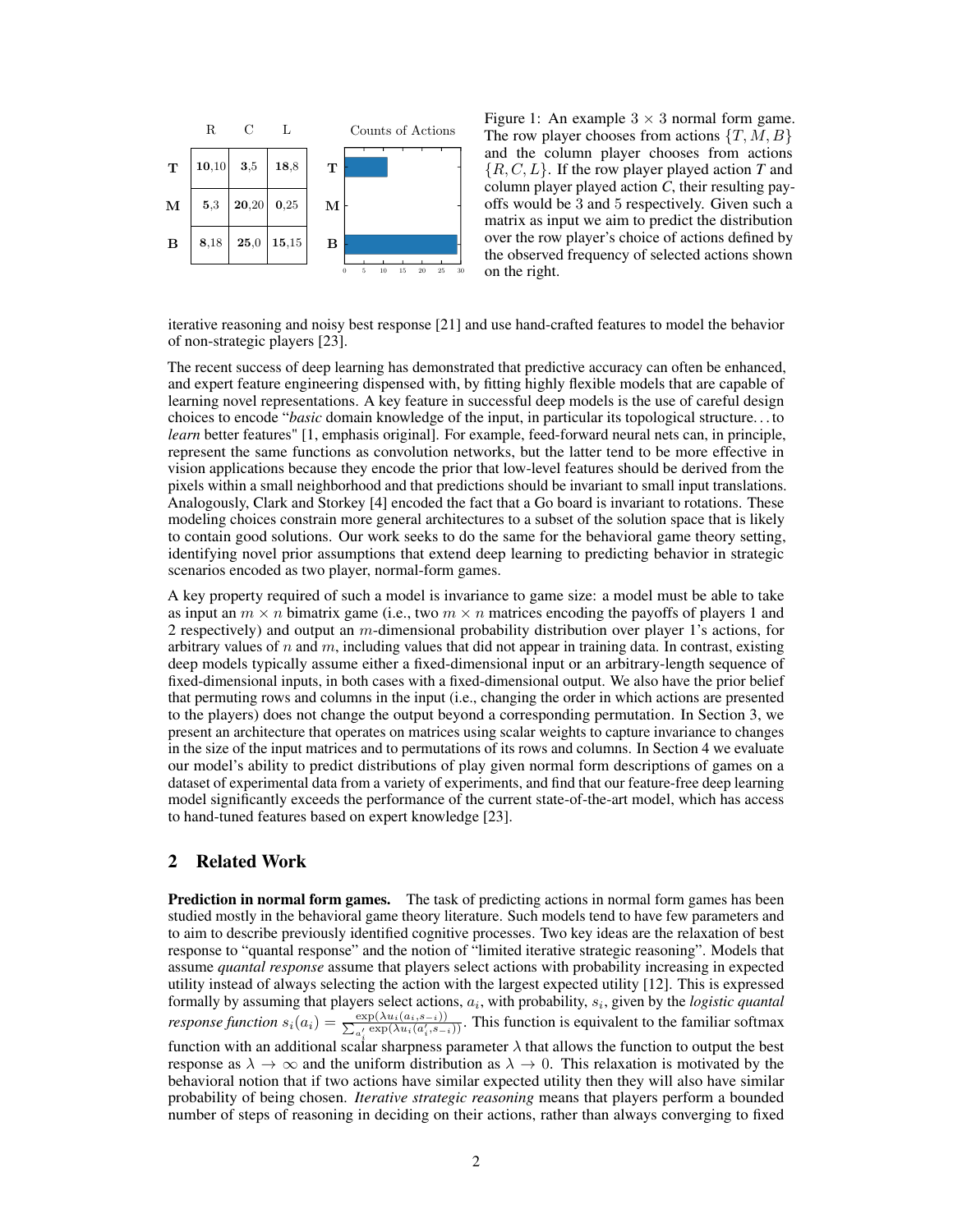|  | R | C | L |
| --- | --- | --- | --- |
| **T** | **10**,10 | **3**,5 | **18**,8 |
| **M** | **5**,3 | **20**,20 | **0**,25 |
| **B** | **8**,18 | **25**,0 | **15**,15 |

Figure 1: An example 3 × 3 normal form game. The row player chooses from actions $\{T, M, B\}$ and the column player chooses from actions $\{R, C, L\}$. If the row player played action *T* and column player played action *C*, their resulting payoffs would be 3 and 5 respectively. Given such a matrix as input we aim to predict the distribution over the row player's choice of actions defined by the observed frequency of selected actions shown on the right.

iterative reasoning and noisy best response [21] and use hand-crafted features to model the behavior of non-strategic players [23].

The recent success of deep learning has demonstrated that predictive accuracy can often be enhanced, and expert feature engineering dispensed with, by fitting highly flexible models that are capable of learning novel representations. A key feature in successful deep models is the use of careful design choices to encode "*basic* domain knowledge of the input, in particular its topological structure. . . to *learn* better features" [1, emphasis original]. For example, feed-forward neural nets can, in principle, represent the same functions as convolution networks, but the latter tend to be more effective in vision applications because they encode the prior that low-level features should be derived from the pixels within a small neighborhood and that predictions should be invariant to small input translations. Analogously, Clark and Storkey [4] encoded the fact that a Go board is invariant to rotations. These modeling choices constrain more general architectures to a subset of the solution space that is likely to contain good solutions. Our work seeks to do the same for the behavioral game theory setting, identifying novel prior assumptions that extend deep learning to predicting behavior in strategic scenarios encoded as two player, normal-form games.

A key property required of such a model is invariance to game size: a model must be able to take as input an $m \times n$ bimatrix game (i.e., two $m \times n$ matrices encoding the payoffs of players 1 and 2 respectively) and output an $m$-dimensional probability distribution over player 1's actions, for arbitrary values of $n$ and $m$, including values that did not appear in training data. In contrast, existing deep models typically assume either a fixed-dimensional input or an arbitrary-length sequence of fixed-dimensional inputs, in both cases with a fixed-dimensional output. We also have the prior belief that permuting rows and columns in the input (i.e., changing the order in which actions are presented to the players) does not change the output beyond a corresponding permutation. In Section 3, we present an architecture that operates on matrices using scalar weights to capture invariance to changes in the size of the input matrices and to permutations of its rows and columns. In Section 4 we evaluate our model's ability to predict distributions of play given normal form descriptions of games on a dataset of experimental data from a variety of experiments, and find that our feature-free deep learning model significantly exceeds the performance of the current state-of-the-art model, which has access to hand-tuned features based on expert knowledge [23].

## 2 Related Work

**Prediction in normal form games.** The task of predicting actions in normal form games has been studied mostly in the behavioral game theory literature. Such models tend to have few parameters and to aim to describe previously identified cognitive processes. Two key ideas are the relaxation of best response to "quantal response" and the notion of "limited iterative strategic reasoning". Models that assume *quantal response* assume that players select actions with probability increasing in expected utility instead of always selecting the action with the largest expected utility [12]. This is expressed formally by assuming that players select actions, $a_i$, with probability, $s_i$, given by the *logistic quantal response function* $s_i(a_i) = \frac{\exp(\lambda u_i(a_i, s_{-i}))}{\sum_{a'_i} \exp(\lambda u_i(a'_i, s_{-i}))}$. This function is equivalent to the familiar softmax function with an additional scalar sharpness parameter $\lambda$ that allows the function to output the best response as $\lambda \to \infty$ and the uniform distribution as $\lambda \to 0$. This relaxation is motivated by the behavioral notion that if two actions have similar expected utility then they will also have similar probability of being chosen. *Iterative strategic reasoning* means that players perform a bounded number of steps of reasoning in deciding on their actions, rather than always converging to fixed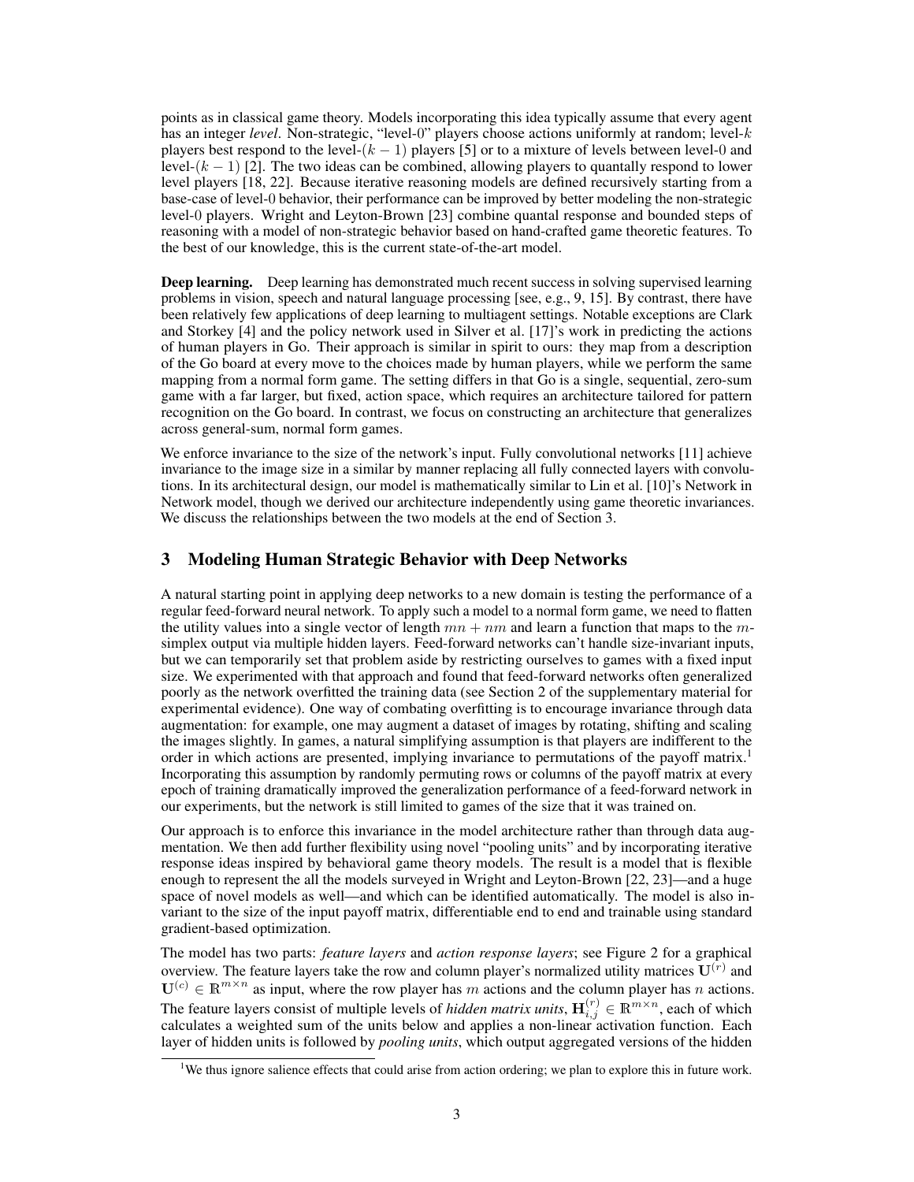points as in classical game theory. Models incorporating this idea typically assume that every agent has an integer *level*. Non-strategic, "level-0" players choose actions uniformly at random; level-$k$ players best respond to the level-$(k-1)$ players [5] or to a mixture of levels between level-0 and level-$(k-1)$ [2]. The two ideas can be combined, allowing players to quantally respond to lower level players [18, 22]. Because iterative reasoning models are defined recursively starting from a base-case of level-0 behavior, their performance can be improved by better modeling the non-strategic level-0 players. Wright and Leyton-Brown [23] combine quantal response and bounded steps of reasoning with a model of non-strategic behavior based on hand-crafted game theoretic features. To the best of our knowledge, this is the current state-of-the-art model.

**Deep learning.** Deep learning has demonstrated much recent success in solving supervised learning problems in vision, speech and natural language processing [see, e.g., 9, 15]. By contrast, there have been relatively few applications of deep learning to multiagent settings. Notable exceptions are Clark and Storkey [4] and the policy network used in Silver et al. [17]'s work in predicting the actions of human players in Go. Their approach is similar in spirit to ours: they map from a description of the Go board at every move to the choices made by human players, while we perform the same mapping from a normal form game. The setting differs in that Go is a single, sequential, zero-sum game with a far larger, but fixed, action space, which requires an architecture tailored for pattern recognition on the Go board. In contrast, we focus on constructing an architecture that generalizes across general-sum, normal form games.

We enforce invariance to the size of the network's input. Fully convolutional networks [11] achieve invariance to the image size in a similar by manner replacing all fully connected layers with convolutions. In its architectural design, our model is mathematically similar to Lin et al. [10]'s Network in Network model, though we derived our architecture independently using game theoretic invariances. We discuss the relationships between the two models at the end of Section 3.

## 3 Modeling Human Strategic Behavior with Deep Networks

A natural starting point in applying deep networks to a new domain is testing the performance of a regular feed-forward neural network. To apply such a model to a normal form game, we need to flatten the utility values into a single vector of length $mn + nm$ and learn a function that maps to the $m$-simplex output via multiple hidden layers. Feed-forward networks can't handle size-invariant inputs, but we can temporarily set that problem aside by restricting ourselves to games with a fixed input size. We experimented with that approach and found that feed-forward networks often generalized poorly as the network overfitted the training data (see Section 2 of the supplementary material for experimental evidence). One way of combating overfitting is to encourage invariance through data augmentation: for example, one may augment a dataset of images by rotating, shifting and scaling the images slightly. In games, a natural simplifying assumption is that players are indifferent to the order in which actions are presented, implying invariance to permutations of the payoff matrix.[1] Incorporating this assumption by randomly permuting rows or columns of the payoff matrix at every epoch of training dramatically improved the generalization performance of a feed-forward network in our experiments, but the network is still limited to games of the size that it was trained on.

Our approach is to enforce this invariance in the model architecture rather than through data augmentation. We then add further flexibility using novel "pooling units" and by incorporating iterative response ideas inspired by behavioral game theory models. The result is a model that is flexible enough to represent the all the models surveyed in Wright and Leyton-Brown [22, 23]—and a huge space of novel models as well—and which can be identified automatically. The model is also invariant to the size of the input payoff matrix, differentiable end to end and trainable using standard gradient-based optimization.

The model has two parts: *feature layers* and *action response layers*; see Figure 2 for a graphical overview. The feature layers take the row and column player's normalized utility matrices $\mathbf{U}^{(r)}$ and $\mathbf{U}^{(c)} \in \mathbb{R}^{m \times n}$ as input, where the row player has $m$ actions and the column player has $n$ actions. The feature layers consist of multiple levels of *hidden matrix units*, $\mathbf{H}^{(r)}_{i,j} \in \mathbb{R}^{m \times n}$, each of which calculates a weighted sum of the units below and applies a non-linear activation function. Each layer of hidden units is followed by *pooling units*, which output aggregated versions of the hidden

[1] We thus ignore salience effects that could arise from action ordering; we plan to explore this in future work.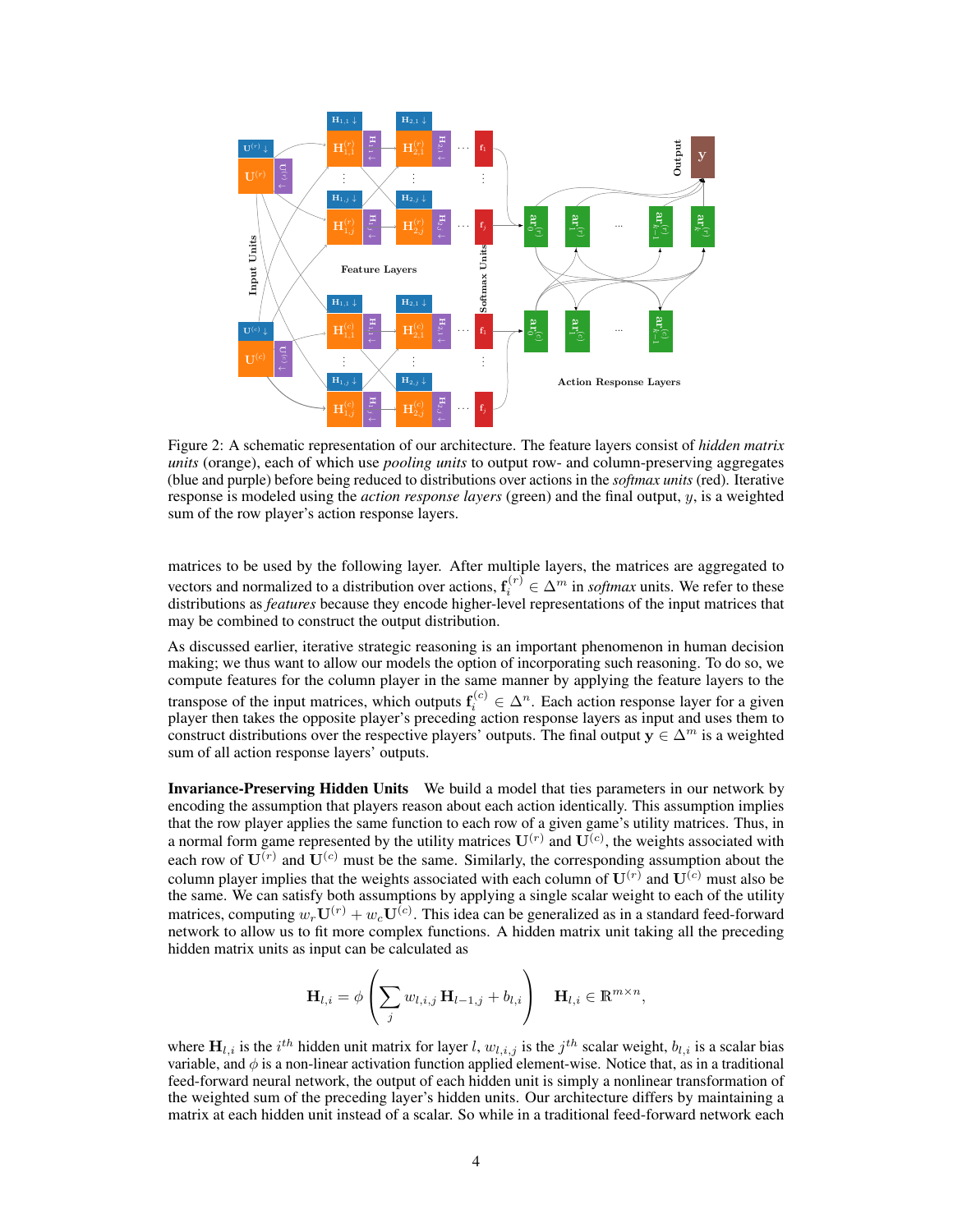Figure 2: A schematic representation of our architecture. The feature layers consist of *hidden matrix units* (orange), each of which use *pooling units* to output row- and column-preserving aggregates (blue and purple) before being reduced to distributions over actions in the *softmax units* (red). Iterative response is modeled using the *action response layers* (green) and the final output, $y$, is a weighted sum of the row player's action response layers.

matrices to be used by the following layer. After multiple layers, the matrices are aggregated to vectors and normalized to a distribution over actions, $\mathbf{f}_i^{(r)} \in \Delta^m$ in *softmax* units. We refer to these distributions as *features* because they encode higher-level representations of the input matrices that may be combined to construct the output distribution.

As discussed earlier, iterative strategic reasoning is an important phenomenon in human decision making; we thus want to allow our models the option of incorporating such reasoning. To do so, we compute features for the column player in the same manner by applying the feature layers to the transpose of the input matrices, which outputs $\mathbf{f}_i^{(c)} \in \Delta^n$. Each action response layer for a given player then takes the opposite player's preceding action response layers as input and uses them to construct distributions over the respective players' outputs. The final output $\mathbf{y} \in \Delta^m$ is a weighted sum of all action response layers' outputs.

**Invariance-Preserving Hidden Units** We build a model that ties parameters in our network by encoding the assumption that players reason about each action identically. This assumption implies that the row player applies the same function to each row of a given game's utility matrices. Thus, in a normal form game represented by the utility matrices $\mathbf{U}^{(r)}$ and $\mathbf{U}^{(c)}$, the weights associated with each row of $\mathbf{U}^{(r)}$ and $\mathbf{U}^{(c)}$ must be the same. Similarly, the corresponding assumption about the column player implies that the weights associated with each column of $\mathbf{U}^{(r)}$ and $\mathbf{U}^{(c)}$ must also be the same. We can satisfy both assumptions by applying a single scalar weight to each of the utility matrices, computing $w_r\mathbf{U}^{(r)} + w_c\mathbf{U}^{(c)}$. This idea can be generalized as in a standard feed-forward network to allow us to fit more complex functions. A hidden matrix unit taking all the preceding hidden matrix units as input can be calculated as

$$\mathbf{H}_{l,i} = \phi\left(\sum_j w_{l,i,j}\,\mathbf{H}_{l-1,j} + b_{l,i}\right) \quad \mathbf{H}_{l,i} \in \mathbb{R}^{m \times n},$$

where $\mathbf{H}_{l,i}$ is the $i^{th}$ hidden unit matrix for layer $l$, $w_{l,i,j}$ is the $j^{th}$ scalar weight, $b_{l,i}$ is a scalar bias variable, and $\phi$ is a non-linear activation function applied element-wise. Notice that, as in a traditional feed-forward neural network, the output of each hidden unit is simply a nonlinear transformation of the weighted sum of the preceding layer's hidden units. Our architecture differs by maintaining a matrix at each hidden unit instead of a scalar. So while in a traditional feed-forward network each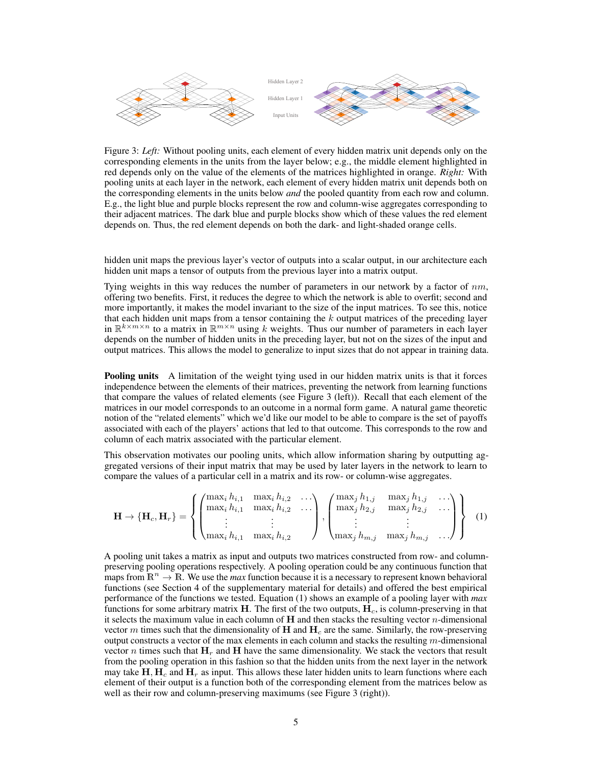Figure 3: *Left:* Without pooling units, each element of every hidden matrix unit depends only on the corresponding elements in the units from the layer below; e.g., the middle element highlighted in red depends only on the value of the elements of the matrices highlighted in orange. *Right:* With pooling units at each layer in the network, each element of every hidden matrix unit depends both on the corresponding elements in the units below *and* the pooled quantity from each row and column. E.g., the light blue and purple blocks represent the row and column-wise aggregates corresponding to their adjacent matrices. The dark blue and purple blocks show which of these values the red element depends on. Thus, the red element depends on both the dark- and light-shaded orange cells.

hidden unit maps the previous layer's vector of outputs into a scalar output, in our architecture each hidden unit maps a tensor of outputs from the previous layer into a matrix output.

Tying weights in this way reduces the number of parameters in our network by a factor of $nm$, offering two benefits. First, it reduces the degree to which the network is able to overfit; second and more importantly, it makes the model invariant to the size of the input matrices. To see this, notice that each hidden unit maps from a tensor containing the $k$ output matrices of the preceding layer in $\mathbb{R}^{k\times m\times n}$ to a matrix in $\mathbb{R}^{m\times n}$ using $k$ weights. Thus our number of parameters in each layer depends on the number of hidden units in the preceding layer, but not on the sizes of the input and output matrices. This allows the model to generalize to input sizes that do not appear in training data.

**Pooling units** A limitation of the weight tying used in our hidden matrix units is that it forces independence between the elements of their matrices, preventing the network from learning functions that compare the values of related elements (see Figure 3 (left)). Recall that each element of the matrices in our model corresponds to an outcome in a normal form game. A natural game theoretic notion of the "related elements" which we'd like our model to be able to compare is the set of payoffs associated with each of the players' actions that led to that outcome. This corresponds to the row and column of each matrix associated with the particular element.

This observation motivates our pooling units, which allow information sharing by outputting aggregated versions of their input matrix that may be used by later layers in the network to learn to compare the values of a particular cell in a matrix and its row- or column-wise aggregates.

$$
\mathbf{H} \rightarrow \{\mathbf{H}_c, \mathbf{H}_r\} = \left\{ \begin{pmatrix} \max_i h_{i,1} & \max_i h_{i,2} & \dots \\ \max_i h_{i,1} & \max_i h_{i,2} & \dots \\ \vdots & \vdots & \\ \max_i h_{i,1} & \max_i h_{i,2} & \end{pmatrix}, \begin{pmatrix} \max_j h_{1,j} & \max_j h_{1,j} & \dots \\ \max_j h_{2,j} & \max_j h_{2,j} & \dots \\ \vdots & \vdots & \\ \max_j h_{m,j} & \max_j h_{m,j} & \dots \end{pmatrix} \right\} \quad (1)
$$

A pooling unit takes a matrix as input and outputs two matrices constructed from row- and column-preserving pooling operations respectively. A pooling operation could be any continuous function that maps from $\mathbb{R}^n \rightarrow \mathbb{R}$. We use the *max* function because it is a necessary to represent known behavioral functions (see Section 4 of the supplementary material for details) and offered the best empirical performance of the functions we tested. Equation (1) shows an example of a pooling layer with *max* functions for some arbitrary matrix $\mathbf{H}$. The first of the two outputs, $\mathbf{H}_c$, is column-preserving in that it selects the maximum value in each column of $\mathbf{H}$ and then stacks the resulting vector $n$-dimensional vector $m$ times such that the dimensionality of $\mathbf{H}$ and $\mathbf{H}_c$ are the same. Similarly, the row-preserving output constructs a vector of the max elements in each column and stacks the resulting $m$-dimensional vector $n$ times such that $\mathbf{H}_r$ and $\mathbf{H}$ have the same dimensionality. We stack the vectors that result from the pooling operation in this fashion so that the hidden units from the next layer in the network may take $\mathbf{H}, \mathbf{H}_c$ and $\mathbf{H}_r$ as input. This allows these later hidden units to learn functions where each element of their output is a function both of the corresponding element from the matrices below as well as their row and column-preserving maximums (see Figure 3 (right)).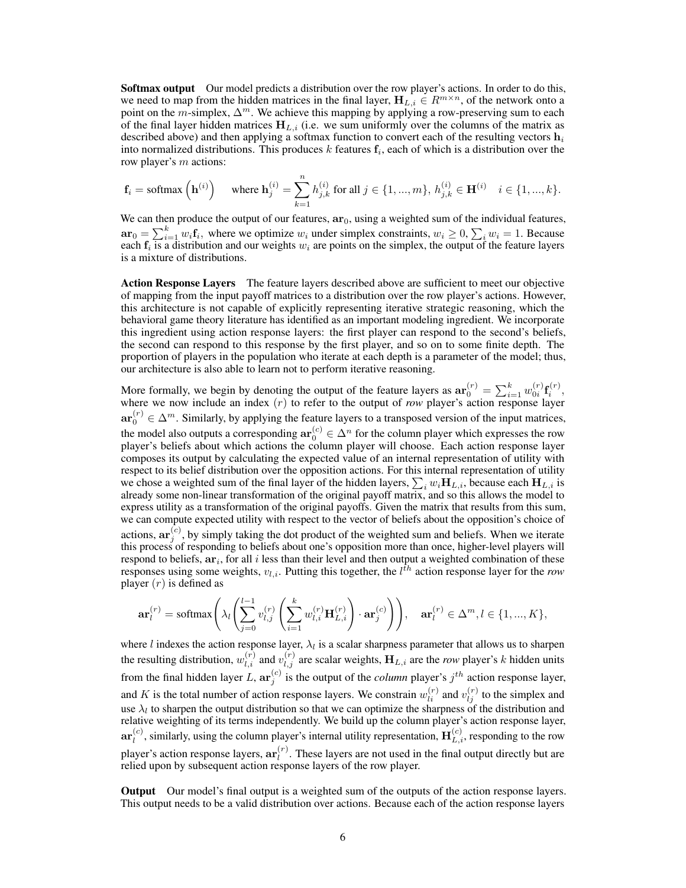**Softmax output** Our model predicts a distribution over the row player's actions. In order to do this, we need to map from the hidden matrices in the final layer, $\mathbf{H}_{L,i} \in R^{m \times n}$, of the network onto a point on the $m$-simplex, $\Delta^m$. We achieve this mapping by applying a row-preserving sum to each of the final layer hidden matrices $\mathbf{H}_{L,i}$ (i.e. we sum uniformly over the columns of the matrix as described above) and then applying a softmax function to convert each of the resulting vectors $\mathbf{h}_i$ into normalized distributions. This produces $k$ features $\mathbf{f}_i$, each of which is a distribution over the row player's $m$ actions:

$$\mathbf{f}_i = \text{softmax}\left(\mathbf{h}^{(i)}\right) \quad \text{where } \mathbf{h}^{(i)}_j = \sum_{k=1}^{n} h^{(i)}_{j,k} \text{ for all } j \in \{1, ..., m\},\ h^{(i)}_{j,k} \in \mathbf{H}^{(i)} \quad i \in \{1, ..., k\}.$$

We can then produce the output of our features, $\mathbf{ar}_0$, using a weighted sum of the individual features, $\mathbf{ar}_0 = \sum_{i=1}^{k} w_i \mathbf{f}_i$, where we optimize $w_i$ under simplex constraints, $w_i \geq 0$, $\sum_i w_i = 1$. Because each $\mathbf{f}_i$ is a distribution and our weights $w_i$ are points on the simplex, the output of the feature layers is a mixture of distributions.

**Action Response Layers** The feature layers described above are sufficient to meet our objective of mapping from the input payoff matrices to a distribution over the row player's actions. However, this architecture is not capable of explicitly representing iterative strategic reasoning, which the behavioral game theory literature has identified as an important modeling ingredient. We incorporate this ingredient using action response layers: the first player can respond to the second's beliefs, the second can respond to this response by the first player, and so on to some finite depth. The proportion of players in the population who iterate at each depth is a parameter of the model; thus, our architecture is also able to learn not to perform iterative reasoning.

More formally, we begin by denoting the output of the feature layers as $\mathbf{ar}^{(r)}_0 = \sum_{i=1}^{k} w^{(r)}_{0i} \mathbf{f}^{(r)}_i$, where we now include an index $(r)$ to refer to the output of *row* player's action response layer $\mathbf{ar}^{(r)}_0 \in \Delta^m$. Similarly, by applying the feature layers to a transposed version of the input matrices, the model also outputs a corresponding $\mathbf{ar}^{(c)}_0 \in \Delta^n$ for the column player which expresses the row player's beliefs about which actions the column player will choose. Each action response layer composes its output by calculating the expected value of an internal representation of utility with respect to its belief distribution over the opposition actions. For this internal representation of utility we chose a weighted sum of the final layer of the hidden layers, $\sum_i w_i \mathbf{H}_{L,i}$, because each $\mathbf{H}_{L,i}$ is already some non-linear transformation of the original payoff matrix, and so this allows the model to express utility as a transformation of the original payoffs. Given the matrix that results from this sum, we can compute expected utility with respect to the vector of beliefs about the opposition's choice of actions, $\mathbf{ar}^{(c)}_j$, by simply taking the dot product of the weighted sum and beliefs. When we iterate this process of responding to beliefs about one's opposition more than once, higher-level players will respond to beliefs, $\mathbf{ar}_i$, for all $i$ less than their level and then output a weighted combination of these responses using some weights, $v_{l,i}$. Putting this together, the $l^{th}$ action response layer for the *row* player $(r)$ is defined as

$$\mathbf{ar}^{(r)}_l = \text{softmax}\left(\lambda_l \left(\sum_{j=0}^{l-1} v^{(r)}_{l,j} \left(\sum_{i=1}^{k} w^{(r)}_{l,i} \mathbf{H}^{(r)}_{L,i}\right) \cdot \mathbf{ar}^{(c)}_j\right)\right), \quad \mathbf{ar}^{(r)}_l \in \Delta^m, l \in \{1, ..., K\},$$

where $l$ indexes the action response layer, $\lambda_l$ is a scalar sharpness parameter that allows us to sharpen the resulting distribution, $w^{(r)}_{l,i}$ and $v^{(r)}_{l,j}$ are scalar weights, $\mathbf{H}_{L,i}$ are the *row* player's $k$ hidden units from the final hidden layer $L$, $\mathbf{ar}^{(c)}_j$ is the output of the *column* player's $j^{th}$ action response layer, and $K$ is the total number of action response layers. We constrain $w^{(r)}_{li}$ and $v^{(r)}_{lj}$ to the simplex and use $\lambda_l$ to sharpen the output distribution so that we can optimize the sharpness of the distribution and relative weighting of its terms independently. We build up the column player's action response layer, $\mathbf{ar}^{(c)}_l$, similarly, using the column player's internal utility representation, $\mathbf{H}^{(c)}_{L,i}$, responding to the row player's action response layers, $\mathbf{ar}^{(r)}_l$. These layers are not used in the final output directly but are relied upon by subsequent action response layers of the row player.

**Output** Our model's final output is a weighted sum of the outputs of the action response layers. This output needs to be a valid distribution over actions. Because each of the action response layers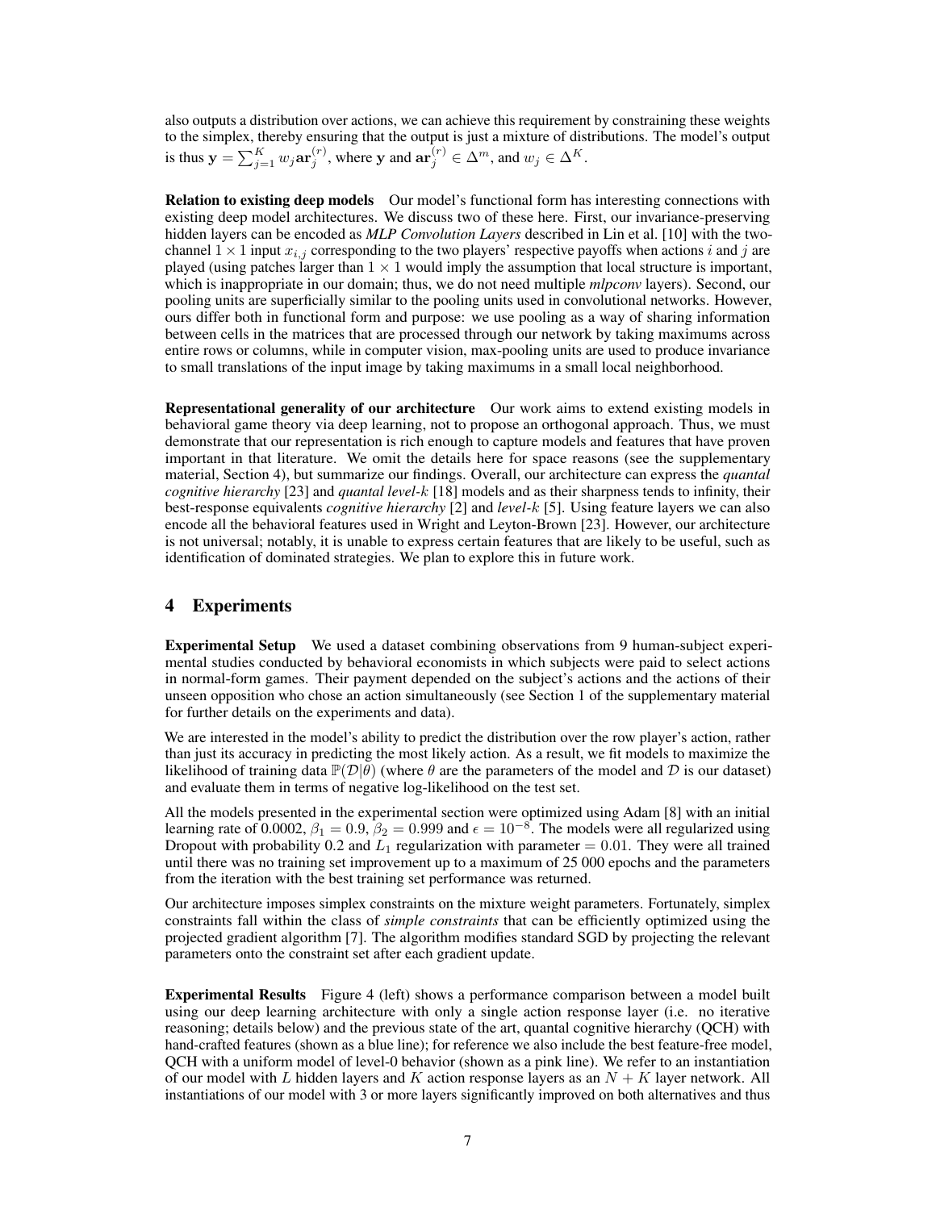also outputs a distribution over actions, we can achieve this requirement by constraining these weights to the simplex, thereby ensuring that the output is just a mixture of distributions. The model's output is thus $\mathbf{y} = \sum_{j=1}^{K} w_j \mathbf{ar}_j^{(r)}$, where $\mathbf{y}$ and $\mathbf{ar}_j^{(r)} \in \Delta^m$, and $w_j \in \Delta^K$.

**Relation to existing deep models** Our model's functional form has interesting connections with existing deep model architectures. We discuss two of these here. First, our invariance-preserving hidden layers can be encoded as ***MLP Convolution Layers*** described in Lin et al. [10] with the two-channel $1 \times 1$ input $x_{i,j}$ corresponding to the two players' respective payoffs when actions $i$ and $j$ are played (using patches larger than $1 \times 1$ would imply the assumption that local structure is important, which is inappropriate in our domain; thus, we do not need multiple ***mlpconv*** layers). Second, our pooling units are superficially similar to the pooling units used in convolutional networks. However, ours differ both in functional form and purpose: we use pooling as a way of sharing information between cells in the matrices that are processed through our network by taking maximums across entire rows or columns, while in computer vision, max-pooling units are used to produce invariance to small translations of the input image by taking maximums in a small local neighborhood.

**Representational generality of our architecture** Our work aims to extend existing models in behavioral game theory via deep learning, not to propose an orthogonal approach. Thus, we must demonstrate that our representation is rich enough to capture models and features that have proven important in that literature. We omit the details here for space reasons (see the supplementary material, Section 4), but summarize our findings. Overall, our architecture can express the *quantal cognitive hierarchy* [23] and *quantal level-$k$* [18] models and as their sharpness tends to infinity, their best-response equivalents *cognitive hierarchy* [2] and *level-$k$* [5]. Using feature layers we can also encode all the behavioral features used in Wright and Leyton-Brown [23]. However, our architecture is not universal; notably, it is unable to express certain features that are likely to be useful, such as identification of dominated strategies. We plan to explore this in future work.

## 4 Experiments

**Experimental Setup** We used a dataset combining observations from 9 human-subject experimental studies conducted by behavioral economists in which subjects were paid to select actions in normal-form games. Their payment depended on the subject's actions and the actions of their unseen opposition who chose an action simultaneously (see Section 1 of the supplementary material for further details on the experiments and data).

We are interested in the model's ability to predict the distribution over the row player's action, rather than just its accuracy in predicting the most likely action. As a result, we fit models to maximize the likelihood of training data $\mathbb{P}(\mathcal{D}|\theta)$ (where $\theta$ are the parameters of the model and $\mathcal{D}$ is our dataset) and evaluate them in terms of negative log-likelihood on the test set.

All the models presented in the experimental section were optimized using Adam [8] with an initial learning rate of 0.0002, $\beta_1 = 0.9$, $\beta_2 = 0.999$ and $\epsilon = 10^{-8}$. The models were all regularized using Dropout with probability 0.2 and $L_1$ regularization with parameter $= 0.01$. They were all trained until there was no training set improvement up to a maximum of 25 000 epochs and the parameters from the iteration with the best training set performance was returned.

Our architecture imposes simplex constraints on the mixture weight parameters. Fortunately, simplex constraints fall within the class of *simple constraints* that can be efficiently optimized using the projected gradient algorithm [7]. The algorithm modifies standard SGD by projecting the relevant parameters onto the constraint set after each gradient update.

**Experimental Results** Figure 4 (left) shows a performance comparison between a model built using our deep learning architecture with only a single action response layer (i.e. no iterative reasoning; details below) and the previous state of the art, quantal cognitive hierarchy (QCH) with hand-crafted features (shown as a blue line); for reference we also include the best feature-free model, QCH with a uniform model of level-0 behavior (shown as a pink line). We refer to an instantiation of our model with $L$ hidden layers and $K$ action response layers as an $N + K$ layer network. All instantiations of our model with 3 or more layers significantly improved on both alternatives and thus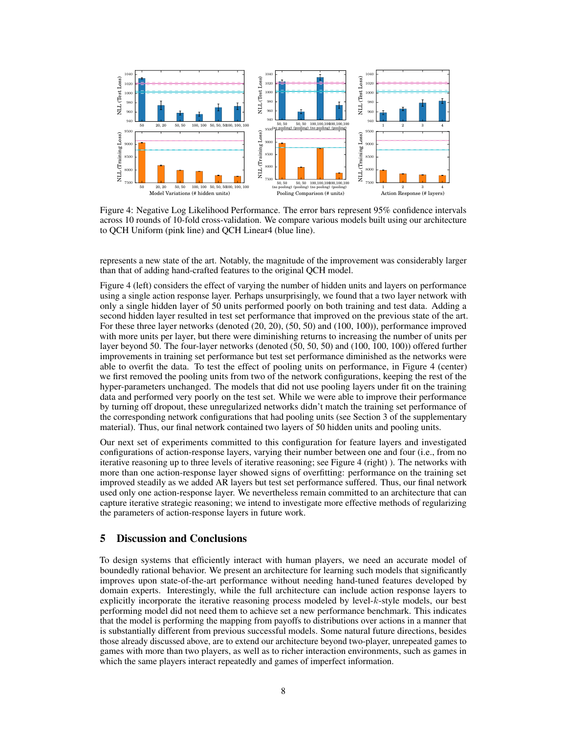Figure 4: Negative Log Likelihood Performance. The error bars represent 95% confidence intervals across 10 rounds of 10-fold cross-validation. We compare various models built using our architecture to QCH Uniform (pink line) and QCH Linear4 (blue line).

represents a new state of the art. Notably, the magnitude of the improvement was considerably larger than that of adding hand-crafted features to the original QCH model.

Figure 4 (left) considers the effect of varying the number of hidden units and layers on performance using a single action response layer. Perhaps unsurprisingly, we found that a two layer network with only a single hidden layer of 50 units performed poorly on both training and test data. Adding a second hidden layer resulted in test set performance that improved on the previous state of the art. For these three layer networks (denoted (20, 20), (50, 50) and (100, 100)), performance improved with more units per layer, but there were diminishing returns to increasing the number of units per layer beyond 50. The four-layer networks (denoted (50, 50, 50) and (100, 100, 100)) offered further improvements in training set performance but test set performance diminished as the networks were able to overfit the data. To test the effect of pooling units on performance, in Figure 4 (center) we first removed the pooling units from two of the network configurations, keeping the rest of the hyper-parameters unchanged. The models that did not use pooling layers under fit on the training data and performed very poorly on the test set. While we were able to improve their performance by turning off dropout, these unregularized networks didn't match the training set performance of the corresponding network configurations that had pooling units (see Section 3 of the supplementary material). Thus, our final network contained two layers of 50 hidden units and pooling units.

Our next set of experiments committed to this configuration for feature layers and investigated configurations of action-response layers, varying their number between one and four (i.e., from no iterative reasoning up to three levels of iterative reasoning; see Figure 4 (right) ). The networks with more than one action-response layer showed signs of overfitting: performance on the training set improved steadily as we added AR layers but test set performance suffered. Thus, our final network used only one action-response layer. We nevertheless remain committed to an architecture that can capture iterative strategic reasoning; we intend to investigate more effective methods of regularizing the parameters of action-response layers in future work.

## 5 Discussion and Conclusions

To design systems that efficiently interact with human players, we need an accurate model of boundedly rational behavior. We present an architecture for learning such models that significantly improves upon state-of-the-art performance without needing hand-tuned features developed by domain experts. Interestingly, while the full architecture can include action response layers to explicitly incorporate the iterative reasoning process modeled by level-$k$-style models, our best performing model did not need them to achieve set a new performance benchmark. This indicates that the model is performing the mapping from payoffs to distributions over actions in a manner that is substantially different from previous successful models. Some natural future directions, besides those already discussed above, are to extend our architecture beyond two-player, unrepeated games to games with more than two players, as well as to richer interaction environments, such as games in which the same players interact repeatedly and games of imperfect information.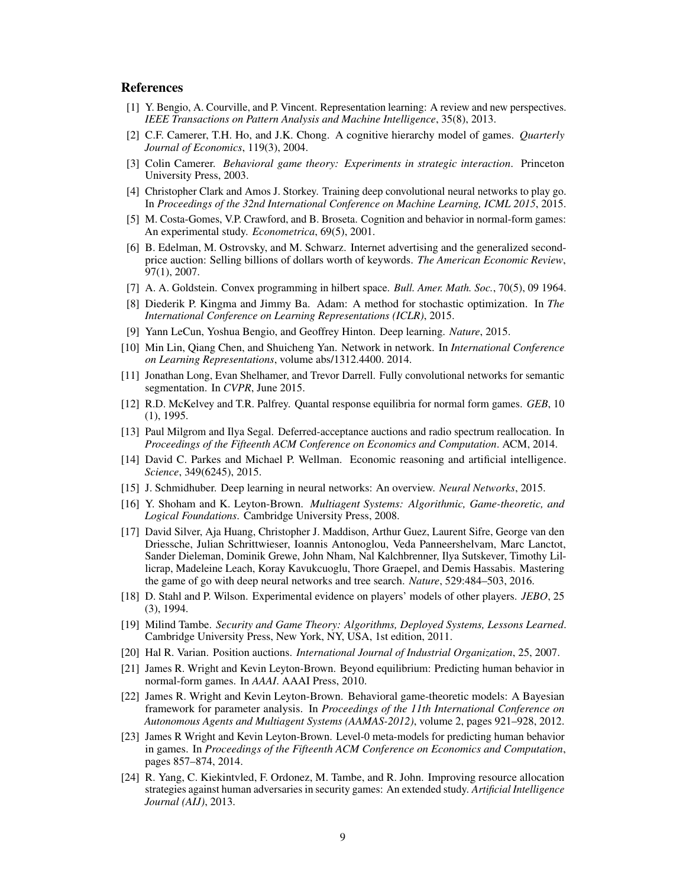## References

[1] Y. Bengio, A. Courville, and P. Vincent. Representation learning: A review and new perspectives. *IEEE Transactions on Pattern Analysis and Machine Intelligence*, 35(8), 2013.

[2] C.F. Camerer, T.H. Ho, and J.K. Chong. A cognitive hierarchy model of games. *Quarterly Journal of Economics*, 119(3), 2004.

[3] Colin Camerer. *Behavioral game theory: Experiments in strategic interaction*. Princeton University Press, 2003.

[4] Christopher Clark and Amos J. Storkey. Training deep convolutional neural networks to play go. In *Proceedings of the 32nd International Conference on Machine Learning, ICML 2015*, 2015.

[5] M. Costa-Gomes, V.P. Crawford, and B. Broseta. Cognition and behavior in normal-form games: An experimental study. *Econometrica*, 69(5), 2001.

[6] B. Edelman, M. Ostrovsky, and M. Schwarz. Internet advertising and the generalized second-price auction: Selling billions of dollars worth of keywords. *The American Economic Review*, 97(1), 2007.

[7] A. A. Goldstein. Convex programming in hilbert space. *Bull. Amer. Math. Soc.*, 70(5), 09 1964.

[8] Diederik P. Kingma and Jimmy Ba. Adam: A method for stochastic optimization. In *The International Conference on Learning Representations (ICLR)*, 2015.

[9] Yann LeCun, Yoshua Bengio, and Geoffrey Hinton. Deep learning. *Nature*, 2015.

[10] Min Lin, Qiang Chen, and Shuicheng Yan. Network in network. In *International Conference on Learning Representations*, volume abs/1312.4400. 2014.

[11] Jonathan Long, Evan Shelhamer, and Trevor Darrell. Fully convolutional networks for semantic segmentation. In *CVPR*, June 2015.

[12] R.D. McKelvey and T.R. Palfrey. Quantal response equilibria for normal form games. *GEB*, 10 (1), 1995.

[13] Paul Milgrom and Ilya Segal. Deferred-acceptance auctions and radio spectrum reallocation. In *Proceedings of the Fifteenth ACM Conference on Economics and Computation*. ACM, 2014.

[14] David C. Parkes and Michael P. Wellman. Economic reasoning and artificial intelligence. *Science*, 349(6245), 2015.

[15] J. Schmidhuber. Deep learning in neural networks: An overview. *Neural Networks*, 2015.

[16] Y. Shoham and K. Leyton-Brown. *Multiagent Systems: Algorithmic, Game-theoretic, and Logical Foundations*. Cambridge University Press, 2008.

[17] David Silver, Aja Huang, Christopher J. Maddison, Arthur Guez, Laurent Sifre, George van den Driessche, Julian Schrittwieser, Ioannis Antonoglou, Veda Panneershelvam, Marc Lanctot, Sander Dieleman, Dominik Grewe, John Nham, Nal Kalchbrenner, Ilya Sutskever, Timothy Lillicrap, Madeleine Leach, Koray Kavukcuoglu, Thore Graepel, and Demis Hassabis. Mastering the game of go with deep neural networks and tree search. *Nature*, 529:484–503, 2016.

[18] D. Stahl and P. Wilson. Experimental evidence on players' models of other players. *JEBO*, 25 (3), 1994.

[19] Milind Tambe. *Security and Game Theory: Algorithms, Deployed Systems, Lessons Learned*. Cambridge University Press, New York, NY, USA, 1st edition, 2011.

[20] Hal R. Varian. Position auctions. *International Journal of Industrial Organization*, 25, 2007.

[21] James R. Wright and Kevin Leyton-Brown. Beyond equilibrium: Predicting human behavior in normal-form games. In *AAAI*. AAAI Press, 2010.

[22] James R. Wright and Kevin Leyton-Brown. Behavioral game-theoretic models: A Bayesian framework for parameter analysis. In *Proceedings of the 11th International Conference on Autonomous Agents and Multiagent Systems (AAMAS-2012)*, volume 2, pages 921–928, 2012.

[23] James R Wright and Kevin Leyton-Brown. Level-0 meta-models for predicting human behavior in games. In *Proceedings of the Fifteenth ACM Conference on Economics and Computation*, pages 857–874, 2014.

[24] R. Yang, C. Kiekintvled, F. Ordonez, M. Tambe, and R. John. Improving resource allocation strategies against human adversaries in security games: An extended study. *Artificial Intelligence Journal (AIJ)*, 2013.